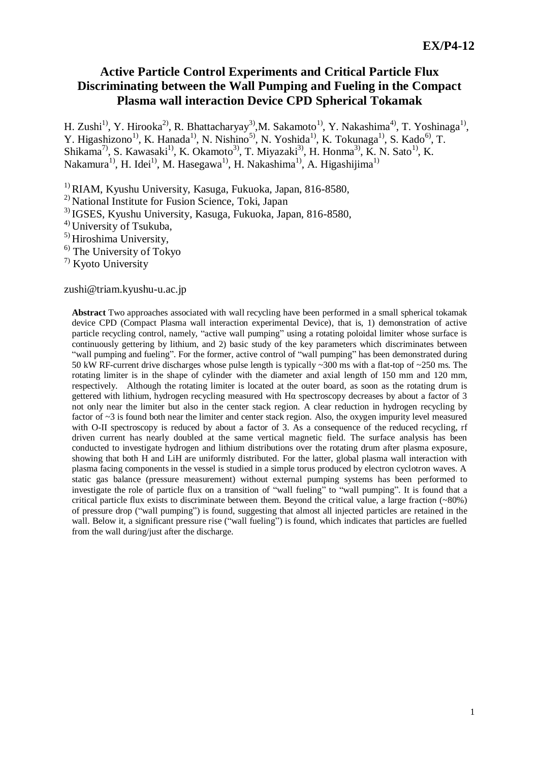EX/P4-12

# Active Particle Control Experiments and Critical Particle Flux Discriminating between the Wall Pumping and Fueling in the Compact Plasma wall interaction Device CPD Spherical Tokamak

H. Zushi[1)], Y. Hirooka[2)], R. Bhattacharyay[3)],M. Sakamoto[1)], Y. Nakashima[4)], T. Yoshinaga[1)], Y. Higashizono[1)], K. Hanada[1)], N. Nishino[5)], N. Yoshida[1)], K. Tokunaga[1)], S. Kado[6)], T. Shikama[7)], S. Kawasaki[1)], K. Okamoto[3)], T. Miyazaki[3)], H. Honma[3)], K. N. Sato[1)], K. Nakamura[1)], H. Idei[1)], M. Hasegawa[1)], H. Nakashima[1)], A. Higashijima[1)]

[1)] RIAM, Kyushu University, Kasuga, Fukuoka, Japan, 816-8580,
[2)] National Institute for Fusion Science, Toki, Japan
[3)] IGSES, Kyushu University, Kasuga, Fukuoka, Japan, 816-8580,
[4)] University of Tsukuba,
[5)] Hiroshima University,
[6)] The University of Tokyo
[7)] Kyoto University

zushi@triam.kyushu-u.ac.jp

**Abstract** Two approaches associated with wall recycling have been performed in a small spherical tokamak device CPD (Compact Plasma wall interaction experimental Device), that is, 1) demonstration of active particle recycling control, namely, "active wall pumping" using a rotating poloidal limiter whose surface is continuously gettering by lithium, and 2) basic study of the key parameters which discriminates between "wall pumping and fueling". For the former, active control of "wall pumping" has been demonstrated during 50 kW RF-current drive discharges whose pulse length is typically ~300 ms with a flat-top of ~250 ms. The rotating limiter is in the shape of cylinder with the diameter and axial length of 150 mm and 120 mm, respectively. Although the rotating limiter is located at the outer board, as soon as the rotating drum is gettered with lithium, hydrogen recycling measured with Hα spectroscopy decreases by about a factor of 3 not only near the limiter but also in the center stack region. A clear reduction in hydrogen recycling by factor of ~3 is found both near the limiter and center stack region. Also, the oxygen impurity level measured with O-II spectroscopy is reduced by about a factor of 3. As a consequence of the reduced recycling, rf driven current has nearly doubled at the same vertical magnetic field. The surface analysis has been conducted to investigate hydrogen and lithium distributions over the rotating drum after plasma exposure, showing that both H and LiH are uniformly distributed. For the latter, global plasma wall interaction with plasma facing components in the vessel is studied in a simple torus produced by electron cyclotron waves. A static gas balance (pressure measurement) without external pumping systems has been performed to investigate the role of particle flux on a transition of "wall fueling" to "wall pumping". It is found that a critical particle flux exists to discriminate between them. Beyond the critical value, a large fraction (~80%) of pressure drop ("wall pumping") is found, suggesting that almost all injected particles are retained in the wall. Below it, a significant pressure rise ("wall fueling") is found, which indicates that particles are fuelled from the wall during/just after the discharge.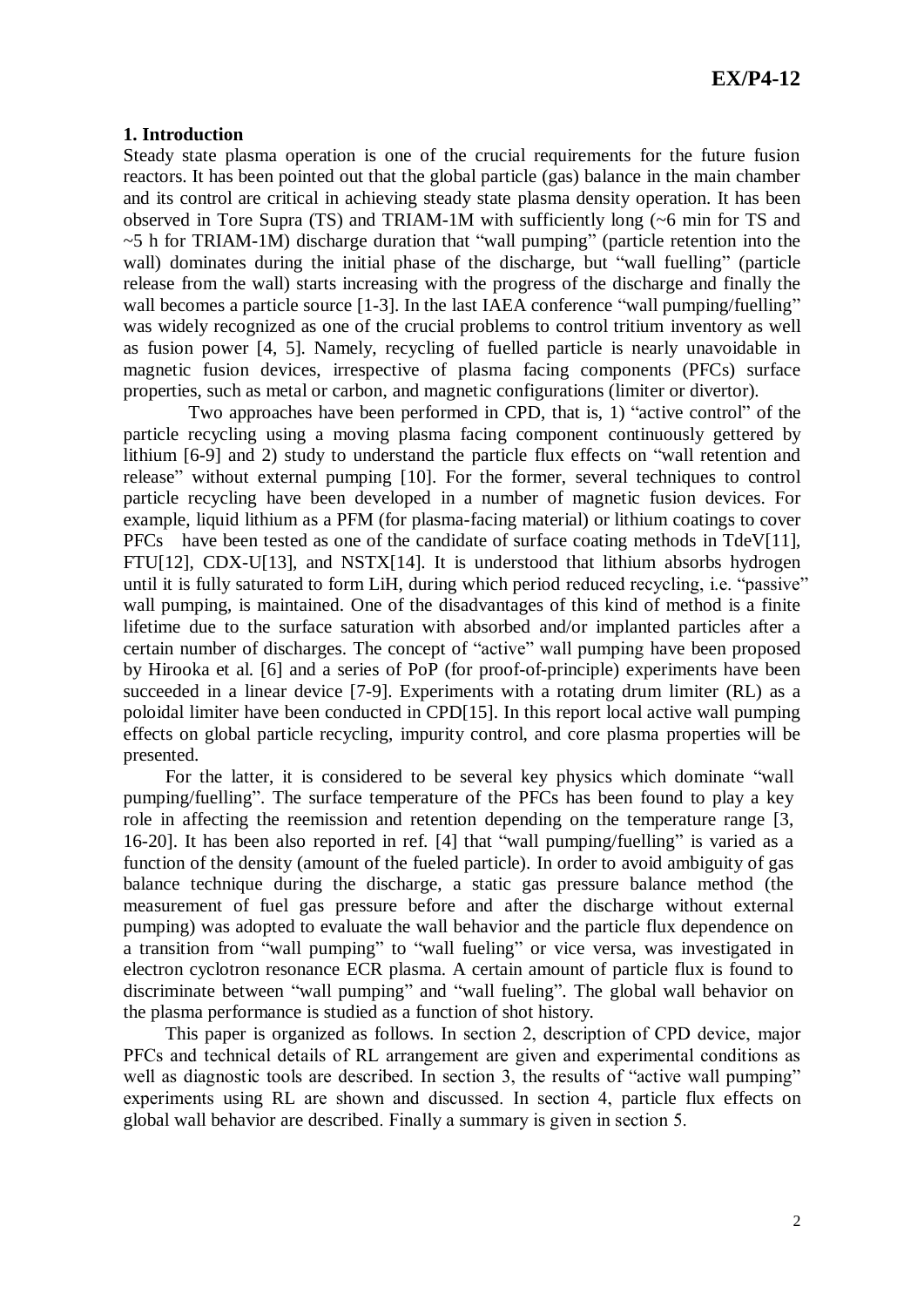## 1. Introduction

Steady state plasma operation is one of the crucial requirements for the future fusion reactors. It has been pointed out that the global particle (gas) balance in the main chamber and its control are critical in achieving steady state plasma density operation. It has been observed in Tore Supra (TS) and TRIAM-1M with sufficiently long (~6 min for TS and ~5 h for TRIAM-1M) discharge duration that "wall pumping" (particle retention into the wall) dominates during the initial phase of the discharge, but "wall fuelling" (particle release from the wall) starts increasing with the progress of the discharge and finally the wall becomes a particle source [1-3]. In the last IAEA conference "wall pumping/fuelling" was widely recognized as one of the crucial problems to control tritium inventory as well as fusion power [4, 5]. Namely, recycling of fuelled particle is nearly unavoidable in magnetic fusion devices, irrespective of plasma facing components (PFCs) surface properties, such as metal or carbon, and magnetic configurations (limiter or divertor).

Two approaches have been performed in CPD, that is, 1) "active control" of the particle recycling using a moving plasma facing component continuously gettered by lithium [6-9] and 2) study to understand the particle flux effects on "wall retention and release" without external pumping [10]. For the former, several techniques to control particle recycling have been developed in a number of magnetic fusion devices. For example, liquid lithium as a PFM (for plasma-facing material) or lithium coatings to cover PFCs have been tested as one of the candidate of surface coating methods in TdeV[11], FTU[12], CDX-U[13], and NSTX[14]. It is understood that lithium absorbs hydrogen until it is fully saturated to form LiH, during which period reduced recycling, i.e. "passive" wall pumping, is maintained. One of the disadvantages of this kind of method is a finite lifetime due to the surface saturation with absorbed and/or implanted particles after a certain number of discharges. The concept of "active" wall pumping have been proposed by Hirooka et al. [6] and a series of PoP (for proof-of-principle) experiments have been succeeded in a linear device [7-9]. Experiments with a rotating drum limiter (RL) as a poloidal limiter have been conducted in CPD[15]. In this report local active wall pumping effects on global particle recycling, impurity control, and core plasma properties will be presented.

For the latter, it is considered to be several key physics which dominate "wall pumping/fuelling". The surface temperature of the PFCs has been found to play a key role in affecting the reemission and retention depending on the temperature range [3, 16-20]. It has been also reported in ref. [4] that "wall pumping/fuelling" is varied as a function of the density (amount of the fueled particle). In order to avoid ambiguity of gas balance technique during the discharge, a static gas pressure balance method (the measurement of fuel gas pressure before and after the discharge without external pumping) was adopted to evaluate the wall behavior and the particle flux dependence on a transition from "wall pumping" to "wall fueling" or vice versa, was investigated in electron cyclotron resonance ECR plasma. A certain amount of particle flux is found to discriminate between "wall pumping" and "wall fueling". The global wall behavior on the plasma performance is studied as a function of shot history.

This paper is organized as follows. In section 2, description of CPD device, major PFCs and technical details of RL arrangement are given and experimental conditions as well as diagnostic tools are described. In section 3, the results of "active wall pumping" experiments using RL are shown and discussed. In section 4, particle flux effects on global wall behavior are described. Finally a summary is given in section 5.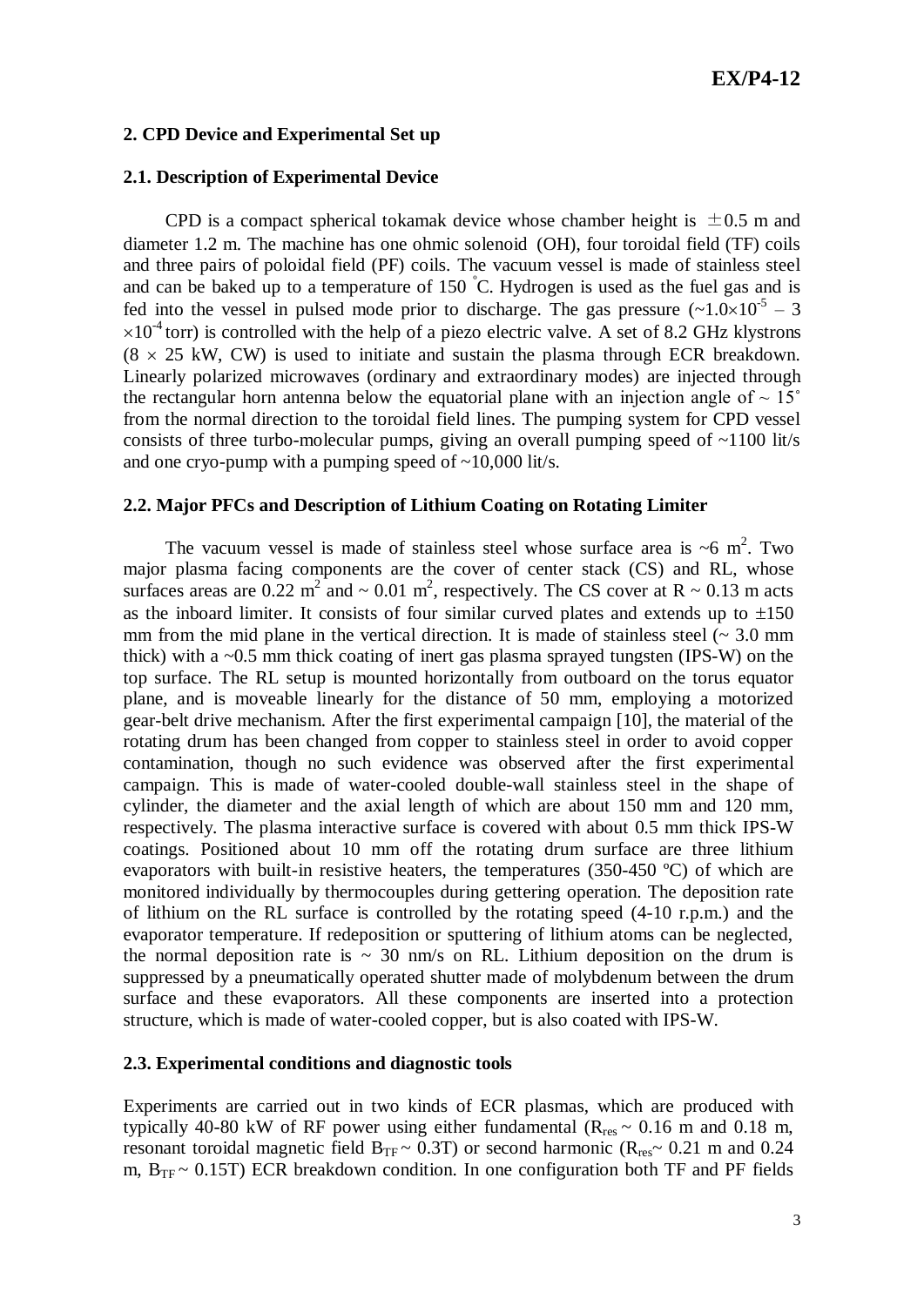## 2. CPD Device and Experimental Set up

### 2.1. Description of Experimental Device

CPD is a compact spherical tokamak device whose chamber height is $\pm 0.5$ m and diameter 1.2 m. The machine has one ohmic solenoid (OH), four toroidal field (TF) coils and three pairs of poloidal field (PF) coils. The vacuum vessel is made of stainless steel and can be baked up to a temperature of 150 °C. Hydrogen is used as the fuel gas and is fed into the vessel in pulsed mode prior to discharge. The gas pressure ($\sim 1.0 \times 10^{-5}$ – $3 \times 10^{-4}$ torr) is controlled with the help of a piezo electric valve. A set of 8.2 GHz klystrons ($8 \times 25$ kW, CW) is used to initiate and sustain the plasma through ECR breakdown. Linearly polarized microwaves (ordinary and extraordinary modes) are injected through the rectangular horn antenna below the equatorial plane with an injection angle of $\sim 15°$ from the normal direction to the toroidal field lines. The pumping system for CPD vessel consists of three turbo-molecular pumps, giving an overall pumping speed of ~1100 lit/s and one cryo-pump with a pumping speed of ~10,000 lit/s.

### 2.2. Major PFCs and Description of Lithium Coating on Rotating Limiter

The vacuum vessel is made of stainless steel whose surface area is ~6 $m^2$. Two major plasma facing components are the cover of center stack (CS) and RL, whose surfaces areas are 0.22 $m^2$ and ~ 0.01 $m^2$, respectively. The CS cover at R ~ 0.13 m acts as the inboard limiter. It consists of four similar curved plates and extends up to $\pm 150$ mm from the mid plane in the vertical direction. It is made of stainless steel (~ 3.0 mm thick) with a ~0.5 mm thick coating of inert gas plasma sprayed tungsten (IPS-W) on the top surface. The RL setup is mounted horizontally from outboard on the torus equator plane, and is moveable linearly for the distance of 50 mm, employing a motorized gear-belt drive mechanism. After the first experimental campaign [10], the material of the rotating drum has been changed from copper to stainless steel in order to avoid copper contamination, though no such evidence was observed after the first experimental campaign. This is made of water-cooled double-wall stainless steel in the shape of cylinder, the diameter and the axial length of which are about 150 mm and 120 mm, respectively. The plasma interactive surface is covered with about 0.5 mm thick IPS-W coatings. Positioned about 10 mm off the rotating drum surface are three lithium evaporators with built-in resistive heaters, the temperatures (350-450 ºC) of which are monitored individually by thermocouples during gettering operation. The deposition rate of lithium on the RL surface is controlled by the rotating speed (4-10 r.p.m.) and the evaporator temperature. If redeposition or sputtering of lithium atoms can be neglected, the normal deposition rate is ~ 30 nm/s on RL. Lithium deposition on the drum is suppressed by a pneumatically operated shutter made of molybdenum between the drum surface and these evaporators. All these components are inserted into a protection structure, which is made of water-cooled copper, but is also coated with IPS-W.

### 2.3. Experimental conditions and diagnostic tools

Experiments are carried out in two kinds of ECR plasmas, which are produced with typically 40-80 kW of RF power using either fundamental ($R_{res}$ ~ 0.16 m and 0.18 m, resonant toroidal magnetic field $B_{TF}$ ~ 0.3T) or second harmonic ($R_{res}$~ 0.21 m and 0.24 m, $B_{TF}$ ~ 0.15T) ECR breakdown condition. In one configuration both TF and PF fields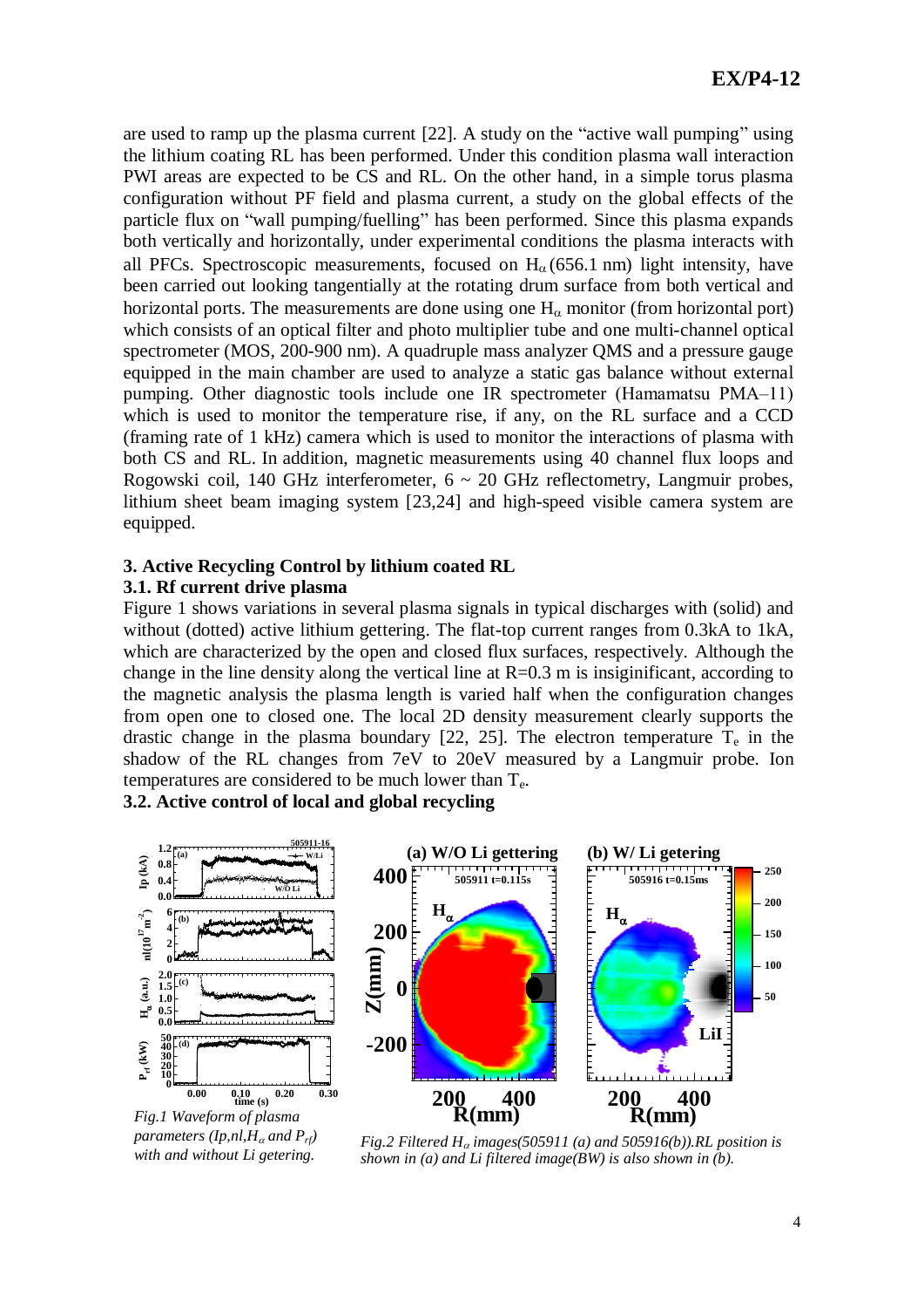are used to ramp up the plasma current [22]. A study on the "active wall pumping" using the lithium coating RL has been performed. Under this condition plasma wall interaction PWI areas are expected to be CS and RL. On the other hand, in a simple torus plasma configuration without PF field and plasma current, a study on the global effects of the particle flux on "wall pumping/fuelling" has been performed. Since this plasma expands both vertically and horizontally, under experimental conditions the plasma interacts with all PFCs. Spectroscopic measurements, focused on $H_\alpha$ (656.1 nm) light intensity, have been carried out looking tangentially at the rotating drum surface from both vertical and horizontal ports. The measurements are done using one $H_\alpha$ monitor (from horizontal port) which consists of an optical filter and photo multiplier tube and one multi-channel optical spectrometer (MOS, 200-900 nm). A quadruple mass analyzer QMS and a pressure gauge equipped in the main chamber are used to analyze a static gas balance without external pumping. Other diagnostic tools include one IR spectrometer (Hamamatsu PMA–11) which is used to monitor the temperature rise, if any, on the RL surface and a CCD (framing rate of 1 kHz) camera which is used to monitor the interactions of plasma with both CS and RL. In addition, magnetic measurements using 40 channel flux loops and Rogowski coil, 140 GHz interferometer, 6 ~ 20 GHz reflectometry, Langmuir probes, lithium sheet beam imaging system [23,24] and high-speed visible camera system are equipped.

## 3. Active Recycling Control by lithium coated RL

### 3.1. Rf current drive plasma

Figure 1 shows variations in several plasma signals in typical discharges with (solid) and without (dotted) active lithium gettering. The flat-top current ranges from 0.3kA to 1kA, which are characterized by the open and closed flux surfaces, respectively. Although the change in the line density along the vertical line at R=0.3 m is insiginificant, according to the magnetic analysis the plasma length is varied half when the configuration changes from open one to closed one. The local 2D density measurement clearly supports the drastic change in the plasma boundary [22, 25]. The electron temperature $T_e$ in the shadow of the RL changes from 7eV to 20eV measured by a Langmuir probe. Ion temperatures are considered to be much lower than $T_e$.

### 3.2. Active control of local and global recycling

*Fig.1 Waveform of plasma parameters ($Ip$,$nl$,$H_\alpha$ and $P_{rf}$) with and without Li getering.*

*Fig.2 Filtered $H_\alpha$ images(505911 (a) and 505916(b)).RL position is shown in (a) and Li filtered image(BW) is also shown in (b).*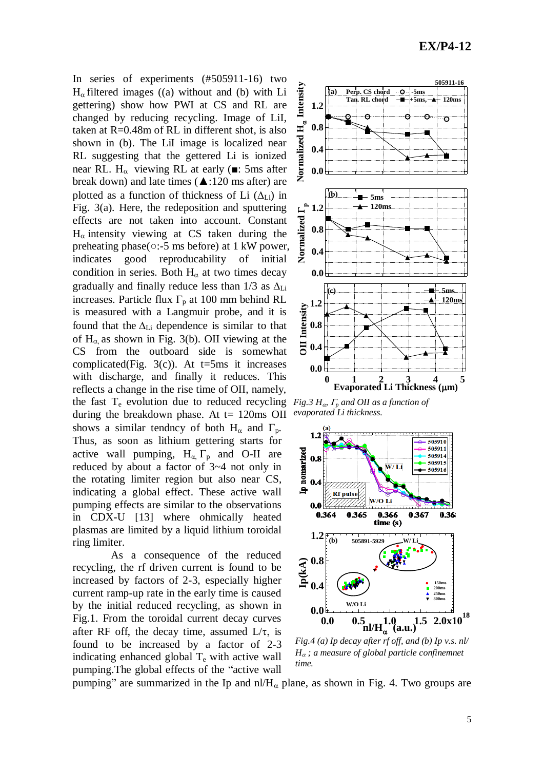In series of experiments (#505911-16) two $H_\alpha$ filtered images ((a) without and (b) with Li gettering) show how PWI at CS and RL are changed by reducing recycling. Image of LiI, taken at R=0.48m of RL in different shot, is also shown in (b). The LiI image is localized near RL suggesting that the gettered Li is ionized near RL. $H_\alpha$ viewing RL at early (■: 5ms after break down) and late times (▲:120 ms after) are plotted as a function of thickness of Li ($\Delta_{Li}$) in Fig. 3(a). Here, the redeposition and sputtering effects are not taken into account. Constant $H_\alpha$ intensity viewing at CS taken during the preheating phase(○:-5 ms before) at 1 kW power, indicates good reproducibility of initial condition in series. Both $H_\alpha$ at two times decay gradually and finally reduce less than 1/3 as $\Delta_{Li}$ increases. Particle flux $\Gamma_p$ at 100 mm behind RL is measured with a Langmuir probe, and it is found that the $\Delta_{Li}$ dependence is similar to that of $H_\alpha$, as shown in Fig. 3(b). OII viewing at the CS from the outboard side is somewhat complicated(Fig. 3(c)). At t=5ms it increases with discharge, and finally it reduces. This reflects a change in the rise time of OII, namely, the fast $T_e$ evolution due to reduced recycling during the breakdown phase. At t= 120ms OII shows a similar tendncy of both $H_\alpha$ and $\Gamma_p$. Thus, as soon as lithium gettering starts for active wall pumping, $H_\alpha$, $\Gamma_p$ and O-II are reduced by about a factor of 3~4 not only in the rotating limiter region but also near CS, indicating a global effect. These active wall pumping effects are similar to the observations in CDX-U [13] where ohmically heated plasmas are limited by a liquid lithium toroidal ring limiter.

*Fig.3 $H_\alpha$, $\Gamma_p$ and OII as a function of evaporated Li thickness.*

*Fig.4 (a) Ip decay after rf off, and (b) Ip v.s. nl/ $H_\alpha$ ; a measure of global particle confinemnet time.*

As a consequence of the reduced recycling, the rf driven current is found to be increased by factors of 2-3, especially higher current ramp-up rate in the early time is caused by the initial reduced recycling, as shown in Fig.1. From the toroidal current decay curves after RF off, the decay time, assumed L/τ, is found to be increased by a factor of 2-3 indicating enhanced global $T_e$ with active wall pumping.The global effects of the "active wall pumping" are summarized in the Ip and nl/$H_\alpha$ plane, as shown in Fig. 4. Two groups are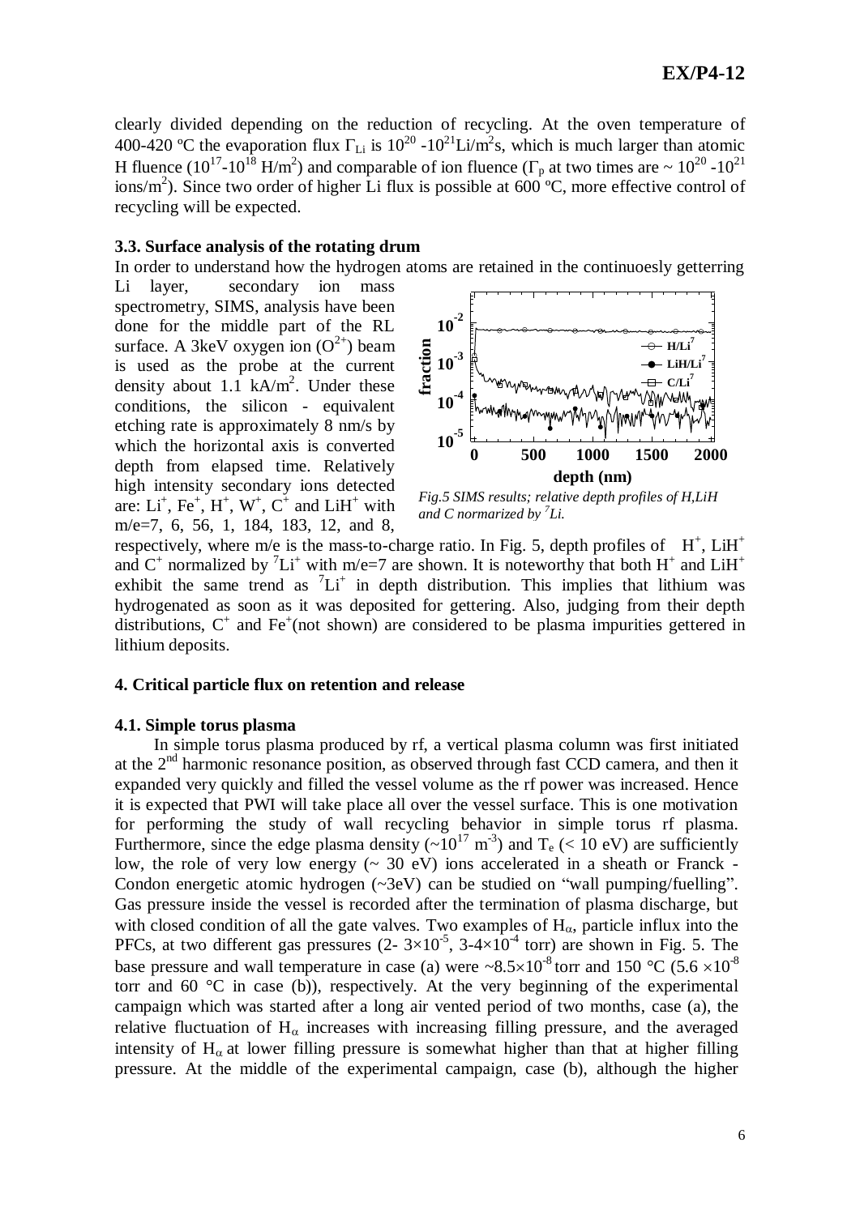clearly divided depending on the reduction of recycling. At the oven temperature of 400-420 ºC the evaporation flux $\Gamma_{Li}$ is $10^{20}$ -$10^{21}$Li/m$^2$s, which is much larger than atomic H fluence ($10^{17}$-$10^{18}$ H/m$^2$) and comparable of ion fluence ($\Gamma_p$ at two times are ~ $10^{20}$ -$10^{21}$ ions/m$^2$). Since two order of higher Li flux is possible at 600 ºC, more effective control of recycling will be expected.

### 3.3. Surface analysis of the rotating drum

In order to understand how the hydrogen atoms are retained in the continuoesly getterring Li layer, secondary ion mass spectrometry, SIMS, analysis have been done for the middle part of the RL surface. A 3keV oxygen ion ($O^{2+}$) beam is used as the probe at the current density about 1.1 kA/m$^2$. Under these conditions, the silicon - equivalent etching rate is approximately 8 nm/s by which the horizontal axis is converted depth from elapsed time. Relatively high intensity secondary ions detected are: $Li^+$, $Fe^+$, $H^+$, $W^+$, $C^+$ and $LiH^+$ with m/e=7, 6, 56, 1, 184, 183, 12, and 8, respectively, where m/e is the mass-to-charge ratio. In Fig. 5, depth profiles of $H^+$, $LiH^+$ and $C^+$ normalized by $^7Li^+$ with m/e=7 are shown. It is noteworthy that both $H^+$ and $LiH^+$ exhibit the same trend as $^7Li^+$ in depth distribution. This implies that lithium was hydrogenated as soon as it was deposited for gettering. Also, judging from their depth distributions, $C^+$ and $Fe^+$(not shown) are considered to be plasma impurities gettered in lithium deposits.

*Fig.5 SIMS results; relative depth profiles of H,LiH and C normarized by $^7Li$.*

## 4. Critical particle flux on retention and release

### 4.1. Simple torus plasma

In simple torus plasma produced by rf, a vertical plasma column was first initiated at the 2$^{nd}$ harmonic resonance position, as observed through fast CCD camera, and then it expanded very quickly and filled the vessel volume as the rf power was increased. Hence it is expected that PWI will take place all over the vessel surface. This is one motivation for performing the study of wall recycling behavior in simple torus rf plasma. Furthermore, since the edge plasma density (~$10^{17}$ m$^{-3}$) and $T_e$ (< 10 eV) are sufficiently low, the role of very low energy (~ 30 eV) ions accelerated in a sheath or Franck - Condon energetic atomic hydrogen (~3eV) can be studied on "wall pumping/fuelling". Gas pressure inside the vessel is recorded after the termination of plasma discharge, but with closed condition of all the gate valves. Two examples of $H_\alpha$, particle influx into the PFCs, at two different gas pressures (2- $3\times10^{-5}$, 3-$4\times10^{-4}$ torr) are shown in Fig. 5. The base pressure and wall temperature in case (a) were ~$8.5\times10^{-8}$ torr and 150 °C ($5.6\times10^{-8}$ torr and 60 °C in case (b)), respectively. At the very beginning of the experimental campaign which was started after a long air vented period of two months, case (a), the relative fluctuation of $H_\alpha$ increases with increasing filling pressure, and the averaged intensity of $H_\alpha$ at lower filling pressure is somewhat higher than that at higher filling pressure. At the middle of the experimental campaign, case (b), although the higher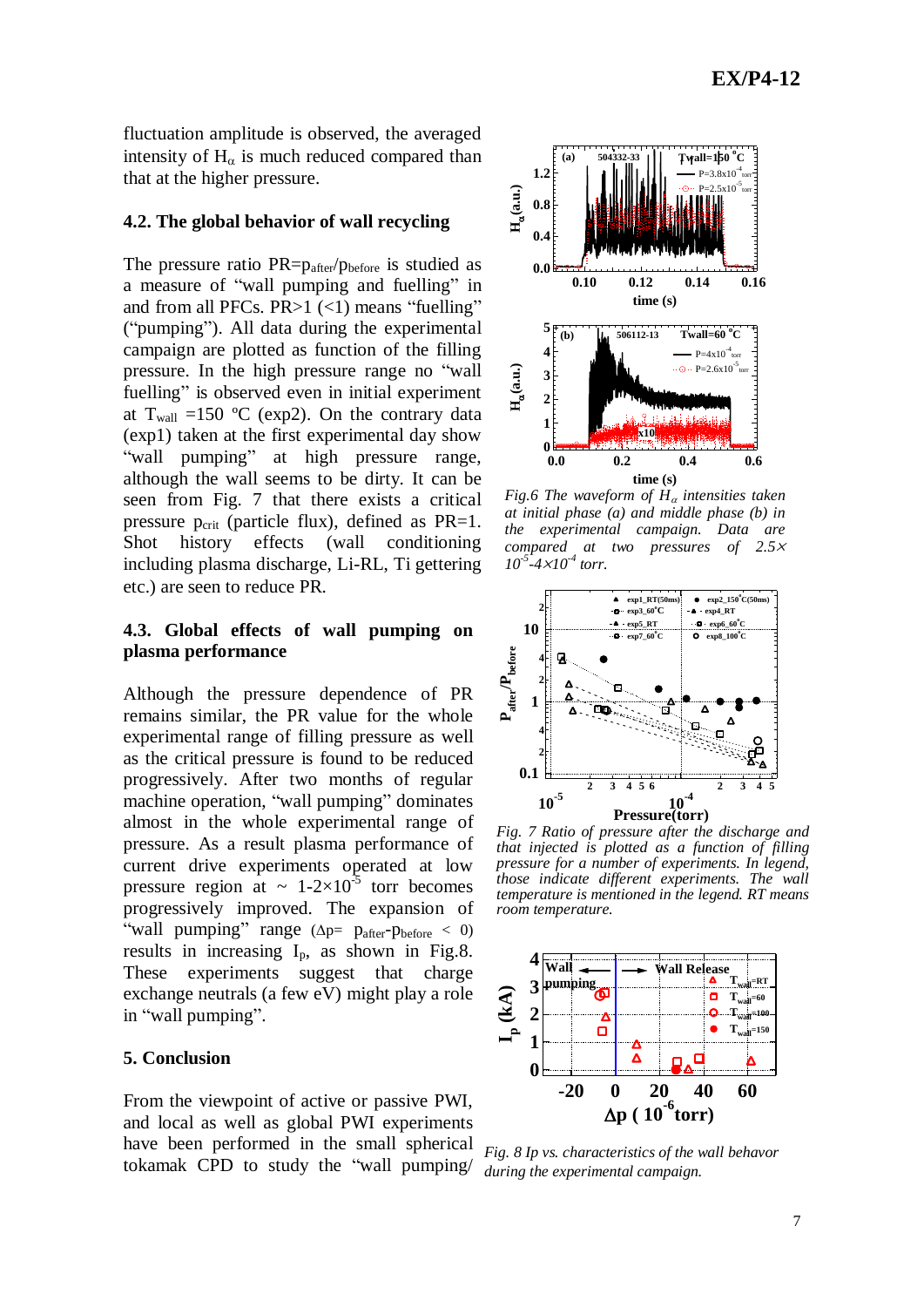fluctuation amplitude is observed, the averaged intensity of $H_\alpha$ is much reduced compared than that at the higher pressure.

### 4.2. The global behavior of wall recycling

The pressure ratio PR=$p_{after}/p_{before}$ is studied as a measure of "wall pumping and fuelling" in and from all PFCs. PR>1 (<1) means "fuelling" ("pumping"). All data during the experimental campaign are plotted as function of the filling pressure. In the high pressure range no "wall fuelling" is observed even in initial experiment at $T_{wall}$ =150 ºC (exp2). On the contrary data (exp1) taken at the first experimental day show "wall pumping" at high pressure range, although the wall seems to be dirty. It can be seen from Fig. 7 that there exists a critical pressure $p_{crit}$ (particle flux), defined as PR=1. Shot history effects (wall conditioning including plasma discharge, Li-RL, Ti gettering etc.) are seen to reduce PR.

### 4.3. Global effects of wall pumping on plasma performance

Although the pressure dependence of PR remains similar, the PR value for the whole experimental range of filling pressure as well as the critical pressure is found to be reduced progressively. After two months of regular machine operation, "wall pumping" dominates almost in the whole experimental range of pressure. As a result plasma performance of current drive experiments operated at low pressure region at ~ 1-2×$10^{-5}$ torr becomes progressively improved. The expansion of "wall pumping" range ($\Delta p = p_{after} - p_{before} < 0$) results in increasing $I_p$, as shown in Fig.8. These experiments suggest that charge exchange neutrals (a few eV) might play a role in "wall pumping".

## 5. Conclusion

From the viewpoint of active or passive PWI, and local as well as global PWI experiments have been performed in the small spherical tokamak CPD to study the "wall pumping/

*Fig.6 The waveform of $H_\alpha$ intensities taken at initial phase (a) and middle phase (b) in the experimental campaign. Data are compared at two pressures of 2.5×$10^{-5}$-4×$10^{-4}$ torr.*

*Fig. 7 Ratio of pressure after the discharge and that injected is plotted as a function of filling pressure for a number of experiments. In legend, those indicate different experiments. The wall temperature is mentioned in the legend. RT means room temperature.*

*Fig. 8 Ip vs. characteristics of the wall behavor during the experimental campaign.*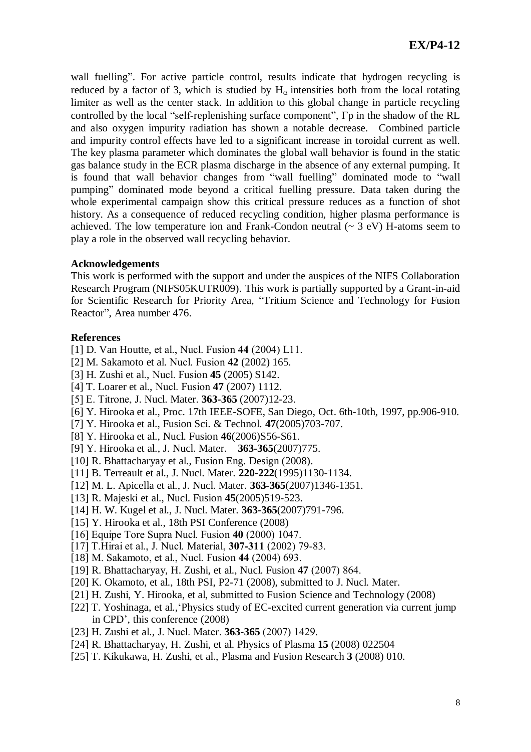wall fuelling". For active particle control, results indicate that hydrogen recycling is reduced by a factor of 3, which is studied by $H_\alpha$ intensities both from the local rotating limiter as well as the center stack. In addition to this global change in particle recycling controlled by the local "self-replenishing surface component", $\Gamma p$ in the shadow of the RL and also oxygen impurity radiation has shown a notable decrease. Combined particle and impurity control effects have led to a significant increase in toroidal current as well. The key plasma parameter which dominates the global wall behavior is found in the static gas balance study in the ECR plasma discharge in the absence of any external pumping. It is found that wall behavior changes from "wall fuelling" dominated mode to "wall pumping" dominated mode beyond a critical fuelling pressure. Data taken during the whole experimental campaign show this critical pressure reduces as a function of shot history. As a consequence of reduced recycling condition, higher plasma performance is achieved. The low temperature ion and Frank-Condon neutral (~ 3 eV) H-atoms seem to play a role in the observed wall recycling behavior.

**Acknowledgements**

This work is performed with the support and under the auspices of the NIFS Collaboration Research Program (NIFS05KUTR009). This work is partially supported by a Grant-in-aid for Scientific Research for Priority Area, "Tritium Science and Technology for Fusion Reactor", Area number 476.

**References**

[1] D. Van Houtte, et al., Nucl. Fusion **44** (2004) L11.
[2] M. Sakamoto et al. Nucl. Fusion **42** (2002) 165.
[3] H. Zushi et al., Nucl. Fusion **45** (2005) S142.
[4] T. Loarer et al., Nucl. Fusion **47** (2007) 1112.
[5] E. Titrone, J. Nucl. Mater. **363-365** (2007)12-23.
[6] Y. Hirooka et al., Proc. 17th IEEE-SOFE, San Diego, Oct. 6th-10th, 1997, pp.906-910.
[7] Y. Hirooka et al., Fusion Sci. & Technol. **47**(2005)703-707.
[8] Y. Hirooka et al., Nucl. Fusion **46**(2006)S56-S61.
[9] Y. Hirooka et al., J. Nucl. Mater. **363-365**(2007)775.
[10] R. Bhattacharyay et al., Fusion Eng. Design (2008).
[11] B. Terreault et al., J. Nucl. Mater. **220-222**(1995)1130-1134.
[12] M. L. Apicella et al., J. Nucl. Mater. **363-365**(2007)1346-1351.
[13] R. Majeski et al., Nucl. Fusion **45**(2005)519-523.
[14] H. W. Kugel et al., J. Nucl. Mater. **363-365**(2007)791-796.
[15] Y. Hirooka et al., 18th PSI Conference (2008)
[16] Equipe Tore Supra Nucl. Fusion **40** (2000) 1047.
[17] T.Hirai et al., J. Nucl. Material, **307-311** (2002) 79-83.
[18] M. Sakamoto, et al., Nucl. Fusion **44** (2004) 693.
[19] R. Bhattacharyay, H. Zushi, et al., Nucl. Fusion **47** (2007) 864.
[20] K. Okamoto, et al., 18th PSI, P2-71 (2008), submitted to J. Nucl. Mater.
[21] H. Zushi, Y. Hirooka, et al, submitted to Fusion Science and Technology (2008)
[22] T. Yoshinaga, et al.,'Physics study of EC-excited current generation via current jump in CPD', this conference (2008)
[23] H. Zushi et al., J. Nucl. Mater. **363-365** (2007) 1429.
[24] R. Bhattacharyay, H. Zushi, et al. Physics of Plasma **15** (2008) 022504
[25] T. Kikukawa, H. Zushi, et al., Plasma and Fusion Research **3** (2008) 010.